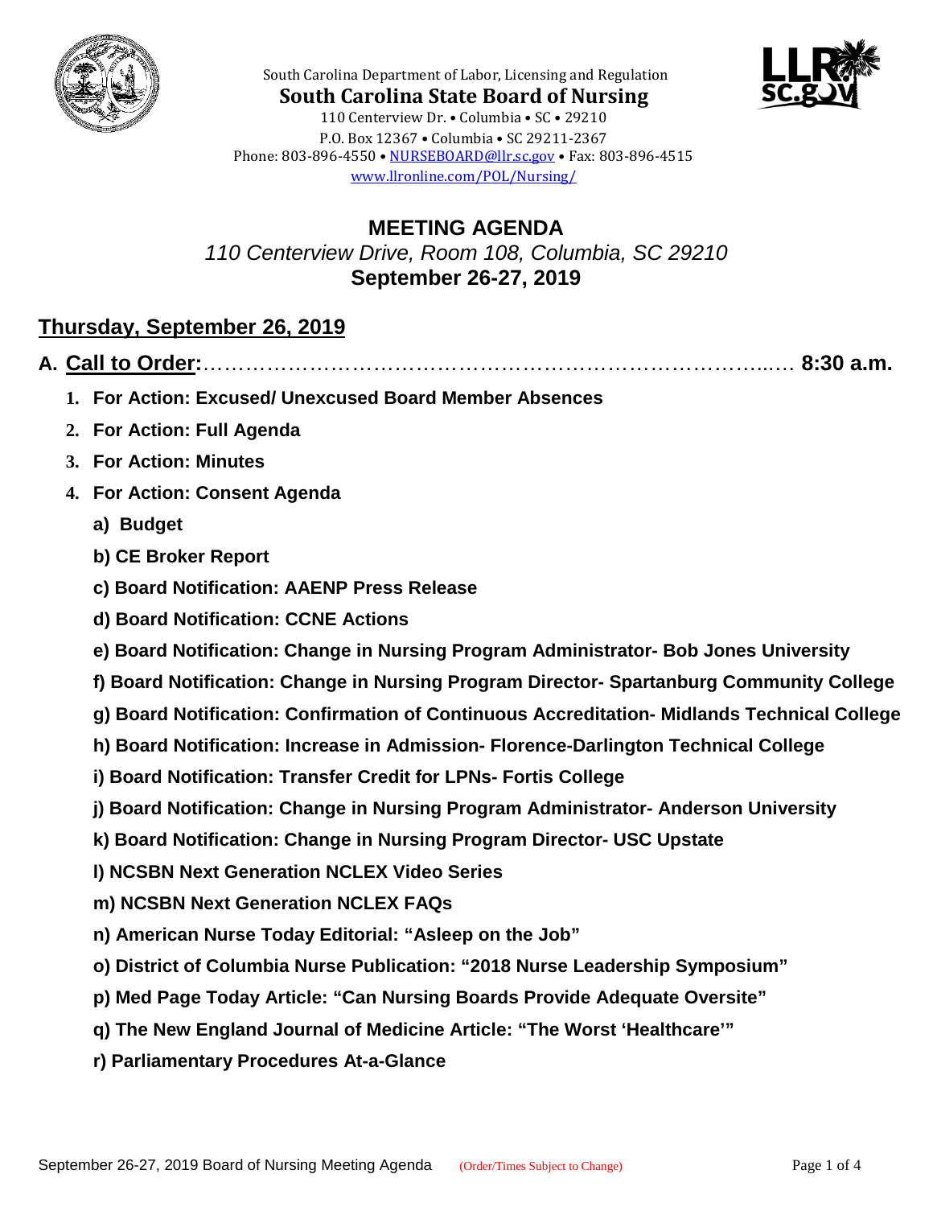South Carolina Department of Labor, Licensing and Regulation

**South Carolina State Board of Nursing**

110 Centerview Dr. • Columbia • SC • 29210
P.O. Box 12367 • Columbia • SC 29211-2367
Phone: 803-896-4550 • NURSEBOARD@llr.sc.gov • Fax: 803-896-4515
www.llronline.com/POL/Nursing/

# MEETING AGENDA

*110 Centerview Drive, Room 108, Columbia, SC 29210*

**September 26-27, 2019**

## Thursday, September 26, 2019

**A. Call to Order:**……………………………………………………………………………. **8:30 a.m.**

1. **For Action: Excused/ Unexcused Board Member Absences**
2. **For Action: Full Agenda**
3. **For Action: Minutes**
4. **For Action: Consent Agenda**
   - **a) Budget**
   - **b) CE Broker Report**
   - **c) Board Notification: AAENP Press Release**
   - **d) Board Notification: CCNE Actions**
   - **e) Board Notification: Change in Nursing Program Administrator- Bob Jones University**
   - **f) Board Notification: Change in Nursing Program Director- Spartanburg Community College**
   - **g) Board Notification: Confirmation of Continuous Accreditation- Midlands Technical College**
   - **h) Board Notification: Increase in Admission- Florence-Darlington Technical College**
   - **i) Board Notification: Transfer Credit for LPNs- Fortis College**
   - **j) Board Notification: Change in Nursing Program Administrator- Anderson University**
   - **k) Board Notification: Change in Nursing Program Director- USC Upstate**
   - **l) NCSBN Next Generation NCLEX Video Series**
   - **m) NCSBN Next Generation NCLEX FAQs**
   - **n) American Nurse Today Editorial: "Asleep on the Job"**
   - **o) District of Columbia Nurse Publication: "2018 Nurse Leadership Symposium"**
   - **p) Med Page Today Article: "Can Nursing Boards Provide Adequate Oversite"**
   - **q) The New England Journal of Medicine Article: "The Worst 'Healthcare'"**
   - **r) Parliamentary Procedures At-a-Glance**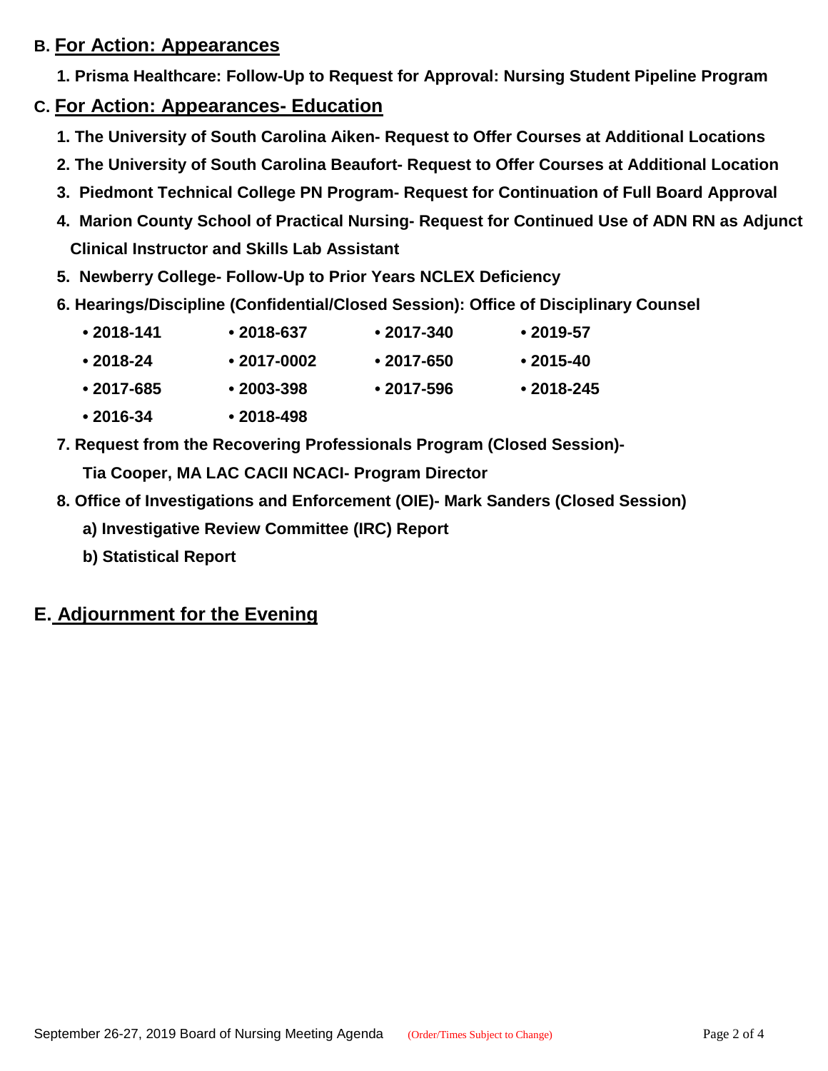## B. For Action: Appearances

1. **Prisma Healthcare: Follow-Up to Request for Approval: Nursing Student Pipeline Program**

## C. For Action: Appearances- Education

1. **The University of South Carolina Aiken- Request to Offer Courses at Additional Locations**
2. **The University of South Carolina Beaufort- Request to Offer Courses at Additional Location**
3. **Piedmont Technical College PN Program- Request for Continuation of Full Board Approval**
4. **Marion County School of Practical Nursing- Request for Continued Use of ADN RN as Adjunct Clinical Instructor and Skills Lab Assistant**
5. **Newberry College- Follow-Up to Prior Years NCLEX Deficiency**
6. **Hearings/Discipline (Confidential/Closed Session): Office of Disciplinary Counsel**
   - **2018-141**
   - **2018-637**
   - **2017-340**
   - **2019-57**
   - **2018-24**
   - **2017-0002**
   - **2017-650**
   - **2015-40**
   - **2017-685**
   - **2003-398**
   - **2017-596**
   - **2018-245**
   - **2016-34**
   - **2018-498**
7. **Request from the Recovering Professionals Program (Closed Session)-**

   **Tia Cooper, MA LAC CACII NCACI- Program Director**
8. **Office of Investigations and Enforcement (OIE)- Mark Sanders (Closed Session)**
   - **a) Investigative Review Committee (IRC) Report**
   - **b) Statistical Report**

## E. Adjournment for the Evening

September 26-27, 2019 Board of Nursing Meeting Agenda (Order/Times Subject to Change)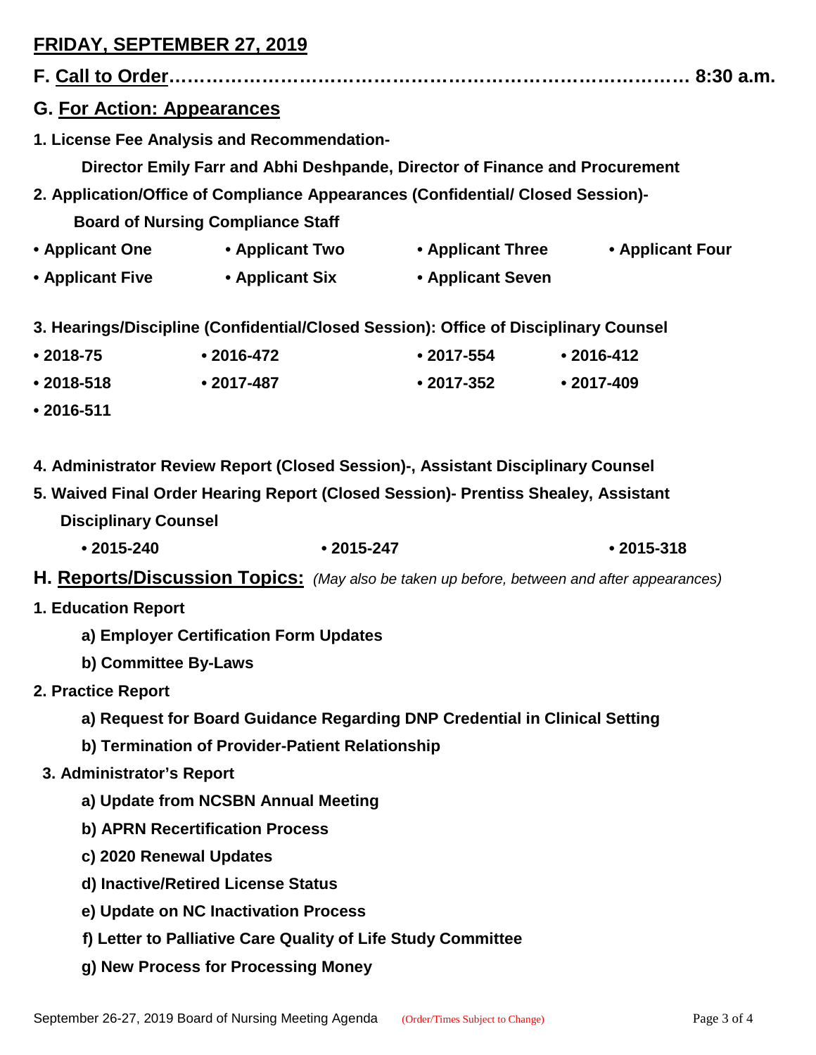## FRIDAY, SEPTEMBER 27, 2019

**F. Call to Order…………………………………………………………………… 8:30 a.m.**

### G. For Action: Appearances

**1. License Fee Analysis and Recommendation-**

**Director Emily Farr and Abhi Deshpande, Director of Finance and Procurement**

**2. Application/Office of Compliance Appearances (Confidential/ Closed Session)-**

**Board of Nursing Compliance Staff**

- **Applicant One**
- **Applicant Two**
- **Applicant Three**
- **Applicant Four**
- **Applicant Five**
- **Applicant Six**
- **Applicant Seven**

**3. Hearings/Discipline (Confidential/Closed Session): Office of Disciplinary Counsel**

- **2018-75**
- **2016-472**
- **2017-554**
- **2016-412**
- **2018-518**
- **2017-487**
- **2017-352**
- **2017-409**
- **2016-511**

**4. Administrator Review Report (Closed Session)-, Assistant Disciplinary Counsel**

**5. Waived Final Order Hearing Report (Closed Session)- Prentiss Shealey, Assistant Disciplinary Counsel**

- **2015-240**
- **2015-247**
- **2015-318**

### H. Reports/Discussion Topics: *(May also be taken up before, between and after appearances)*

**1. Education Report**

**a) Employer Certification Form Updates**

**b) Committee By-Laws**

**2. Practice Report**

**a) Request for Board Guidance Regarding DNP Credential in Clinical Setting**

**b) Termination of Provider-Patient Relationship**

**3. Administrator's Report**

**a) Update from NCSBN Annual Meeting**

**b) APRN Recertification Process**

**c) 2020 Renewal Updates**

**d) Inactive/Retired License Status**

**e) Update on NC Inactivation Process**

**f) Letter to Palliative Care Quality of Life Study Committee**

**g) New Process for Processing Money**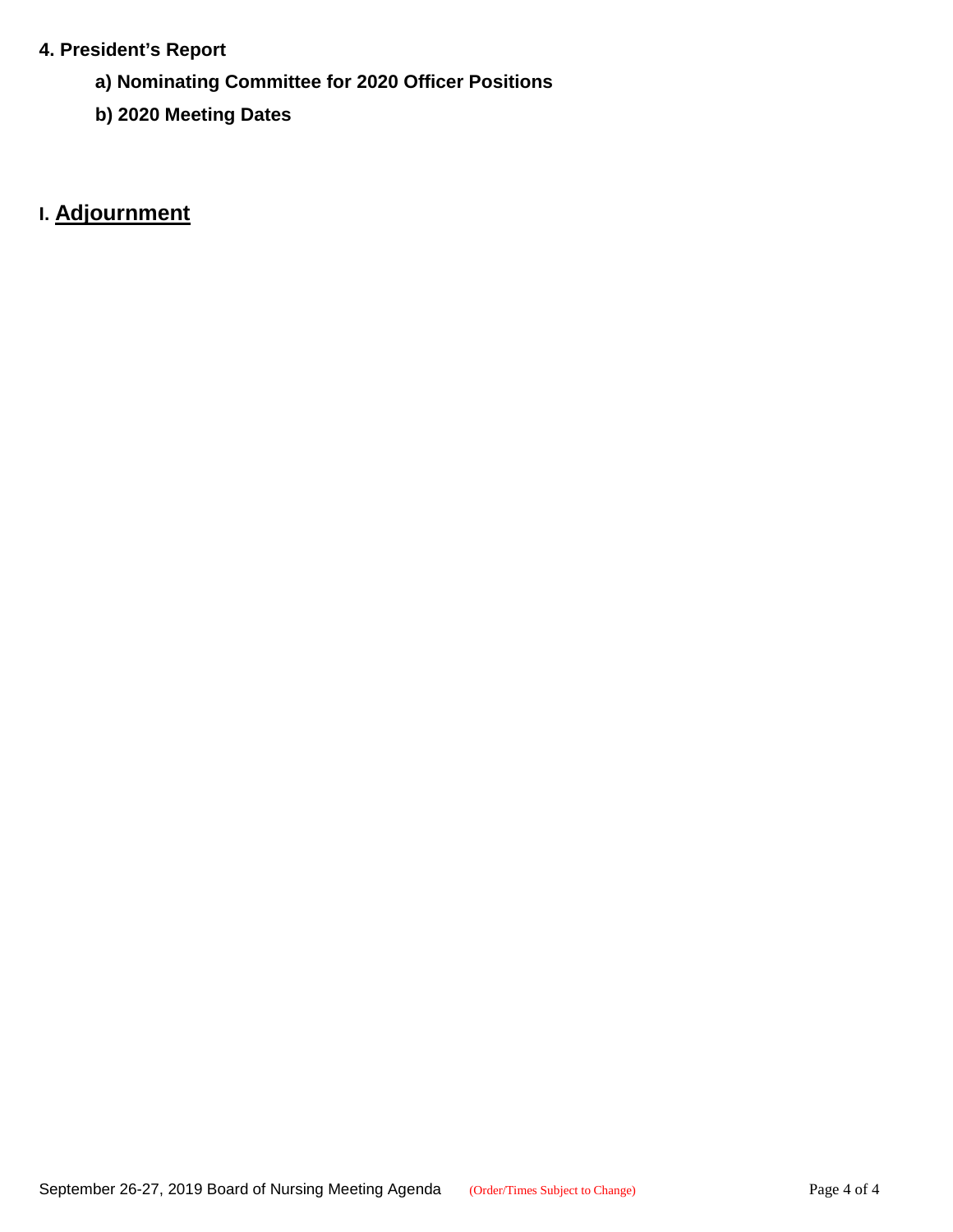**4. President's Report**

**a) Nominating Committee for 2020 Officer Positions**

**b) 2020 Meeting Dates**

## I. Adjournment